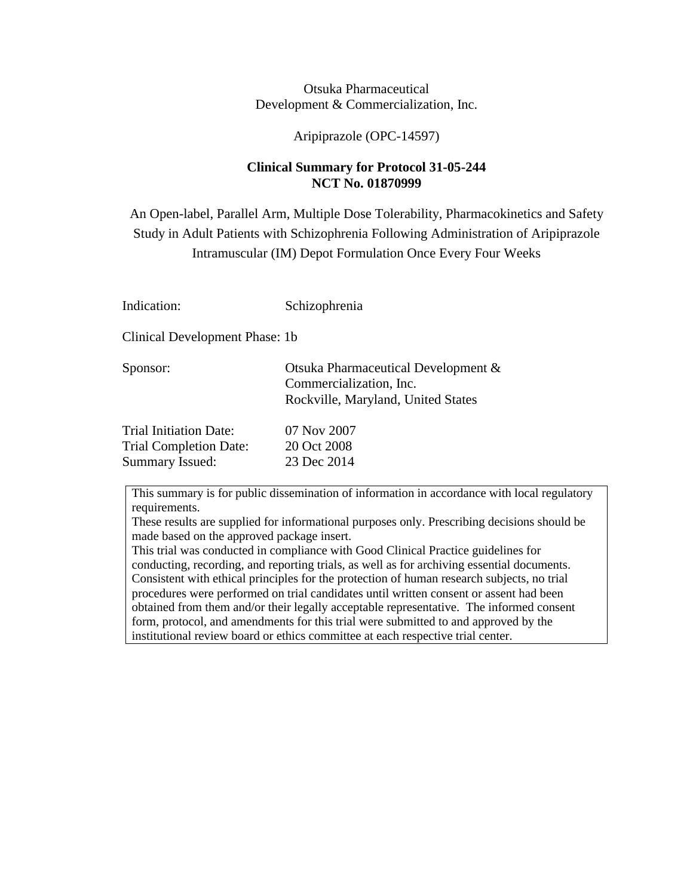Otsuka Pharmaceutical
Development & Commercialization, Inc.

Aripiprazole (OPC-14597)

**Clinical Summary for Protocol 31-05-244**
**NCT No. 01870999**

An Open-label, Parallel Arm, Multiple Dose Tolerability, Pharmacokinetics and Safety Study in Adult Patients with Schizophrenia Following Administration of Aripiprazole Intramuscular (IM) Depot Formulation Once Every Four Weeks

| | |
|---|---|
| Indication: | Schizophrenia |
| Clinical Development Phase: | 1b |
| Sponsor: | Otsuka Pharmaceutical Development & Commercialization, Inc.<br>Rockville, Maryland, United States |
| Trial Initiation Date: | 07 Nov 2007 |
| Trial Completion Date: | 20 Oct 2008 |
| Summary Issued: | 23 Dec 2014 |

This summary is for public dissemination of information in accordance with local regulatory requirements.
These results are supplied for informational purposes only. Prescribing decisions should be made based on the approved package insert.
This trial was conducted in compliance with Good Clinical Practice guidelines for conducting, recording, and reporting trials, as well as for archiving essential documents. Consistent with ethical principles for the protection of human research subjects, no trial procedures were performed on trial candidates until written consent or assent had been obtained from them and/or their legally acceptable representative. The informed consent form, protocol, and amendments for this trial were submitted to and approved by the institutional review board or ethics committee at each respective trial center.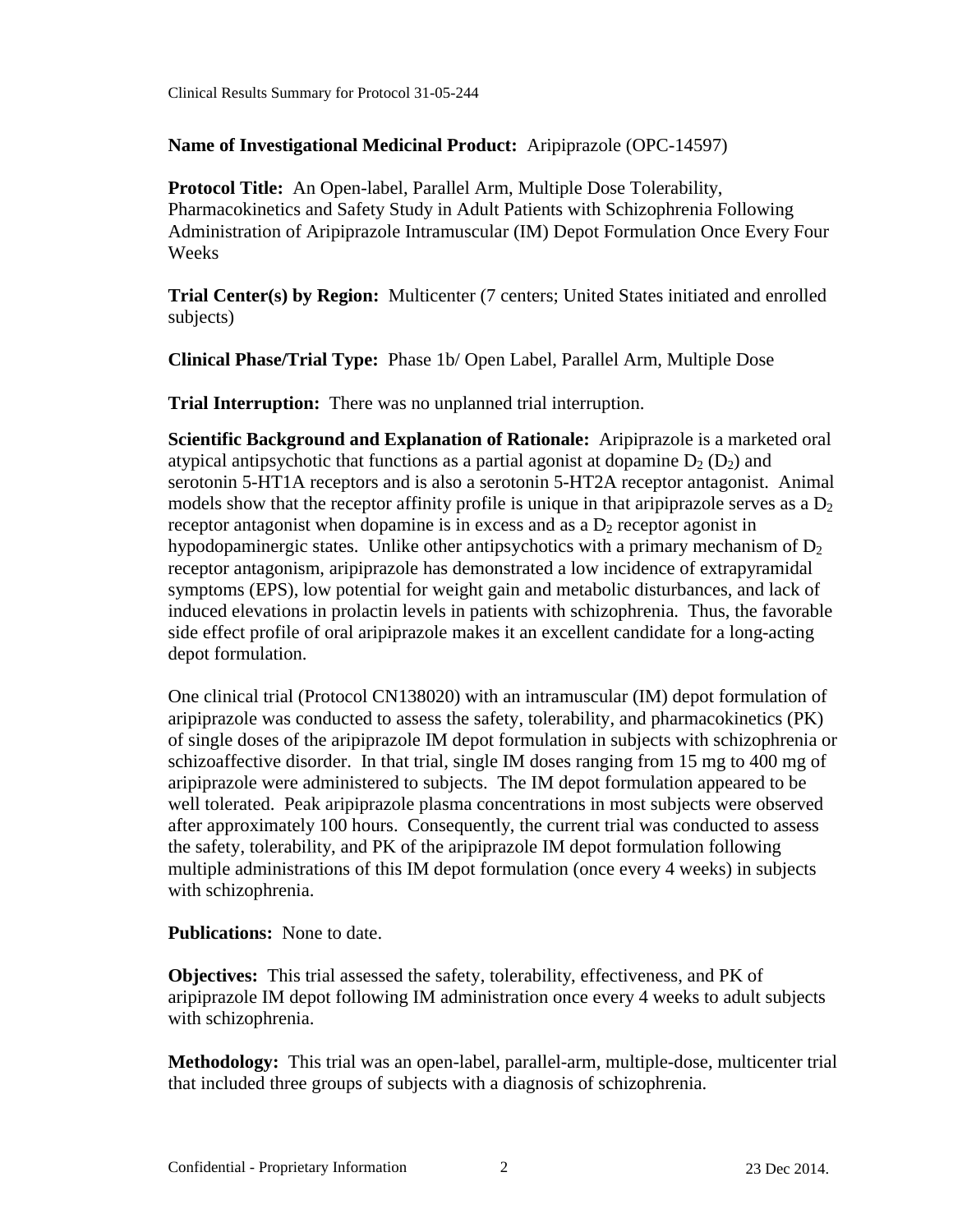**Name of Investigational Medicinal Product:** Aripiprazole (OPC-14597)

**Protocol Title:** An Open-label, Parallel Arm, Multiple Dose Tolerability, Pharmacokinetics and Safety Study in Adult Patients with Schizophrenia Following Administration of Aripiprazole Intramuscular (IM) Depot Formulation Once Every Four Weeks

**Trial Center(s) by Region:** Multicenter (7 centers; United States initiated and enrolled subjects)

**Clinical Phase/Trial Type:** Phase 1b/ Open Label, Parallel Arm, Multiple Dose

**Trial Interruption:** There was no unplanned trial interruption.

**Scientific Background and Explanation of Rationale:** Aripiprazole is a marketed oral atypical antipsychotic that functions as a partial agonist at dopamine $D_2$ ($D_2$) and serotonin 5-HT1A receptors and is also a serotonin 5-HT2A receptor antagonist. Animal models show that the receptor affinity profile is unique in that aripiprazole serves as a $D_2$ receptor antagonist when dopamine is in excess and as a $D_2$ receptor agonist in hypodopaminergic states. Unlike other antipsychotics with a primary mechanism of $D_2$ receptor antagonism, aripiprazole has demonstrated a low incidence of extrapyramidal symptoms (EPS), low potential for weight gain and metabolic disturbances, and lack of induced elevations in prolactin levels in patients with schizophrenia. Thus, the favorable side effect profile of oral aripiprazole makes it an excellent candidate for a long-acting depot formulation.

One clinical trial (Protocol CN138020) with an intramuscular (IM) depot formulation of aripiprazole was conducted to assess the safety, tolerability, and pharmacokinetics (PK) of single doses of the aripiprazole IM depot formulation in subjects with schizophrenia or schizoaffective disorder. In that trial, single IM doses ranging from 15 mg to 400 mg of aripiprazole were administered to subjects. The IM depot formulation appeared to be well tolerated. Peak aripiprazole plasma concentrations in most subjects were observed after approximately 100 hours. Consequently, the current trial was conducted to assess the safety, tolerability, and PK of the aripiprazole IM depot formulation following multiple administrations of this IM depot formulation (once every 4 weeks) in subjects with schizophrenia.

**Publications:** None to date.

**Objectives:** This trial assessed the safety, tolerability, effectiveness, and PK of aripiprazole IM depot following IM administration once every 4 weeks to adult subjects with schizophrenia.

**Methodology:** This trial was an open-label, parallel-arm, multiple-dose, multicenter trial that included three groups of subjects with a diagnosis of schizophrenia.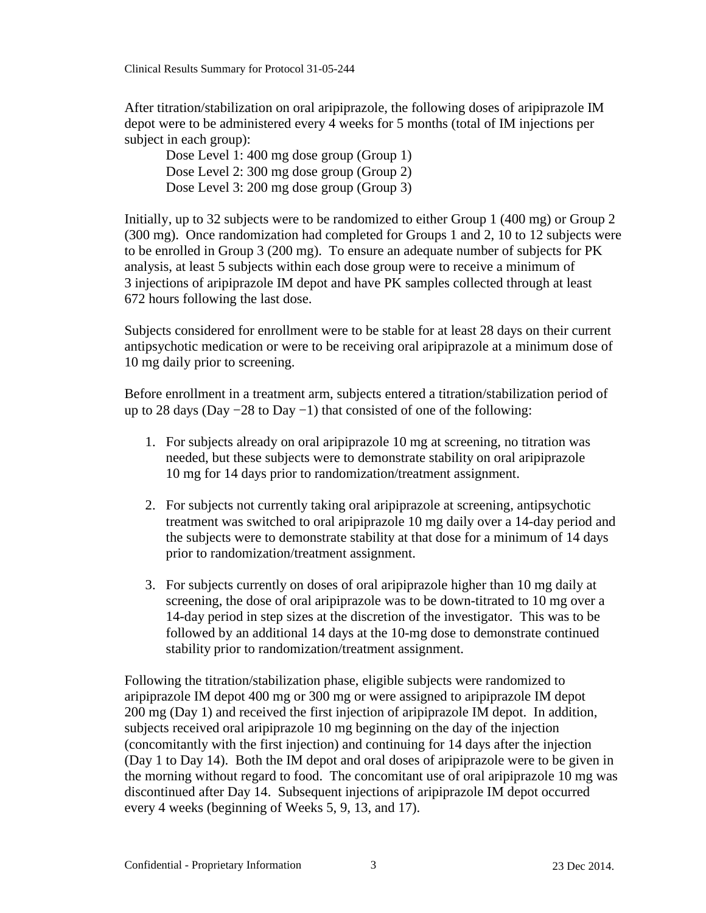After titration/stabilization on oral aripiprazole, the following doses of aripiprazole IM depot were to be administered every 4 weeks for 5 months (total of IM injections per subject in each group):

Dose Level 1: 400 mg dose group (Group 1)
Dose Level 2: 300 mg dose group (Group 2)
Dose Level 3: 200 mg dose group (Group 3)

Initially, up to 32 subjects were to be randomized to either Group 1 (400 mg) or Group 2 (300 mg). Once randomization had completed for Groups 1 and 2, 10 to 12 subjects were to be enrolled in Group 3 (200 mg). To ensure an adequate number of subjects for PK analysis, at least 5 subjects within each dose group were to receive a minimum of 3 injections of aripiprazole IM depot and have PK samples collected through at least 672 hours following the last dose.

Subjects considered for enrollment were to be stable for at least 28 days on their current antipsychotic medication or were to be receiving oral aripiprazole at a minimum dose of 10 mg daily prior to screening.

Before enrollment in a treatment arm, subjects entered a titration/stabilization period of up to 28 days (Day −28 to Day −1) that consisted of one of the following:

1. For subjects already on oral aripiprazole 10 mg at screening, no titration was needed, but these subjects were to demonstrate stability on oral aripiprazole 10 mg for 14 days prior to randomization/treatment assignment.

2. For subjects not currently taking oral aripiprazole at screening, antipsychotic treatment was switched to oral aripiprazole 10 mg daily over a 14-day period and the subjects were to demonstrate stability at that dose for a minimum of 14 days prior to randomization/treatment assignment.

3. For subjects currently on doses of oral aripiprazole higher than 10 mg daily at screening, the dose of oral aripiprazole was to be down-titrated to 10 mg over a 14-day period in step sizes at the discretion of the investigator. This was to be followed by an additional 14 days at the 10-mg dose to demonstrate continued stability prior to randomization/treatment assignment.

Following the titration/stabilization phase, eligible subjects were randomized to aripiprazole IM depot 400 mg or 300 mg or were assigned to aripiprazole IM depot 200 mg (Day 1) and received the first injection of aripiprazole IM depot. In addition, subjects received oral aripiprazole 10 mg beginning on the day of the injection (concomitantly with the first injection) and continuing for 14 days after the injection (Day 1 to Day 14). Both the IM depot and oral doses of aripiprazole were to be given in the morning without regard to food. The concomitant use of oral aripiprazole 10 mg was discontinued after Day 14. Subsequent injections of aripiprazole IM depot occurred every 4 weeks (beginning of Weeks 5, 9, 13, and 17).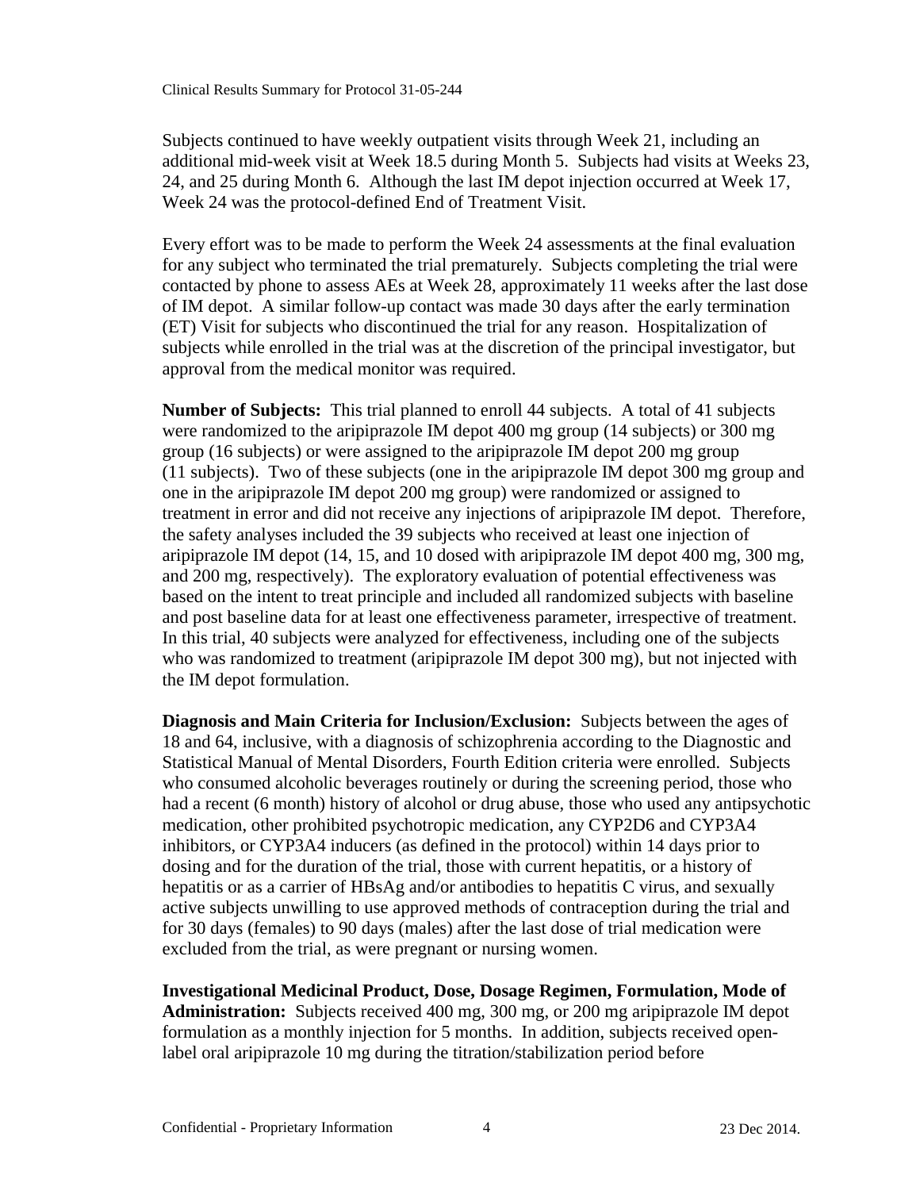Subjects continued to have weekly outpatient visits through Week 21, including an additional mid-week visit at Week 18.5 during Month 5. Subjects had visits at Weeks 23, 24, and 25 during Month 6. Although the last IM depot injection occurred at Week 17, Week 24 was the protocol-defined End of Treatment Visit.

Every effort was to be made to perform the Week 24 assessments at the final evaluation for any subject who terminated the trial prematurely. Subjects completing the trial were contacted by phone to assess AEs at Week 28, approximately 11 weeks after the last dose of IM depot. A similar follow-up contact was made 30 days after the early termination (ET) Visit for subjects who discontinued the trial for any reason. Hospitalization of subjects while enrolled in the trial was at the discretion of the principal investigator, but approval from the medical monitor was required.

**Number of Subjects:** This trial planned to enroll 44 subjects. A total of 41 subjects were randomized to the aripiprazole IM depot 400 mg group (14 subjects) or 300 mg group (16 subjects) or were assigned to the aripiprazole IM depot 200 mg group (11 subjects). Two of these subjects (one in the aripiprazole IM depot 300 mg group and one in the aripiprazole IM depot 200 mg group) were randomized or assigned to treatment in error and did not receive any injections of aripiprazole IM depot. Therefore, the safety analyses included the 39 subjects who received at least one injection of aripiprazole IM depot (14, 15, and 10 dosed with aripiprazole IM depot 400 mg, 300 mg, and 200 mg, respectively). The exploratory evaluation of potential effectiveness was based on the intent to treat principle and included all randomized subjects with baseline and post baseline data for at least one effectiveness parameter, irrespective of treatment. In this trial, 40 subjects were analyzed for effectiveness, including one of the subjects who was randomized to treatment (aripiprazole IM depot 300 mg), but not injected with the IM depot formulation.

**Diagnosis and Main Criteria for Inclusion/Exclusion:** Subjects between the ages of 18 and 64, inclusive, with a diagnosis of schizophrenia according to the Diagnostic and Statistical Manual of Mental Disorders, Fourth Edition criteria were enrolled. Subjects who consumed alcoholic beverages routinely or during the screening period, those who had a recent (6 month) history of alcohol or drug abuse, those who used any antipsychotic medication, other prohibited psychotropic medication, any CYP2D6 and CYP3A4 inhibitors, or CYP3A4 inducers (as defined in the protocol) within 14 days prior to dosing and for the duration of the trial, those with current hepatitis, or a history of hepatitis or as a carrier of HBsAg and/or antibodies to hepatitis C virus, and sexually active subjects unwilling to use approved methods of contraception during the trial and for 30 days (females) to 90 days (males) after the last dose of trial medication were excluded from the trial, as were pregnant or nursing women.

**Investigational Medicinal Product, Dose, Dosage Regimen, Formulation, Mode of Administration:** Subjects received 400 mg, 300 mg, or 200 mg aripiprazole IM depot formulation as a monthly injection for 5 months. In addition, subjects received open-label oral aripiprazole 10 mg during the titration/stabilization period before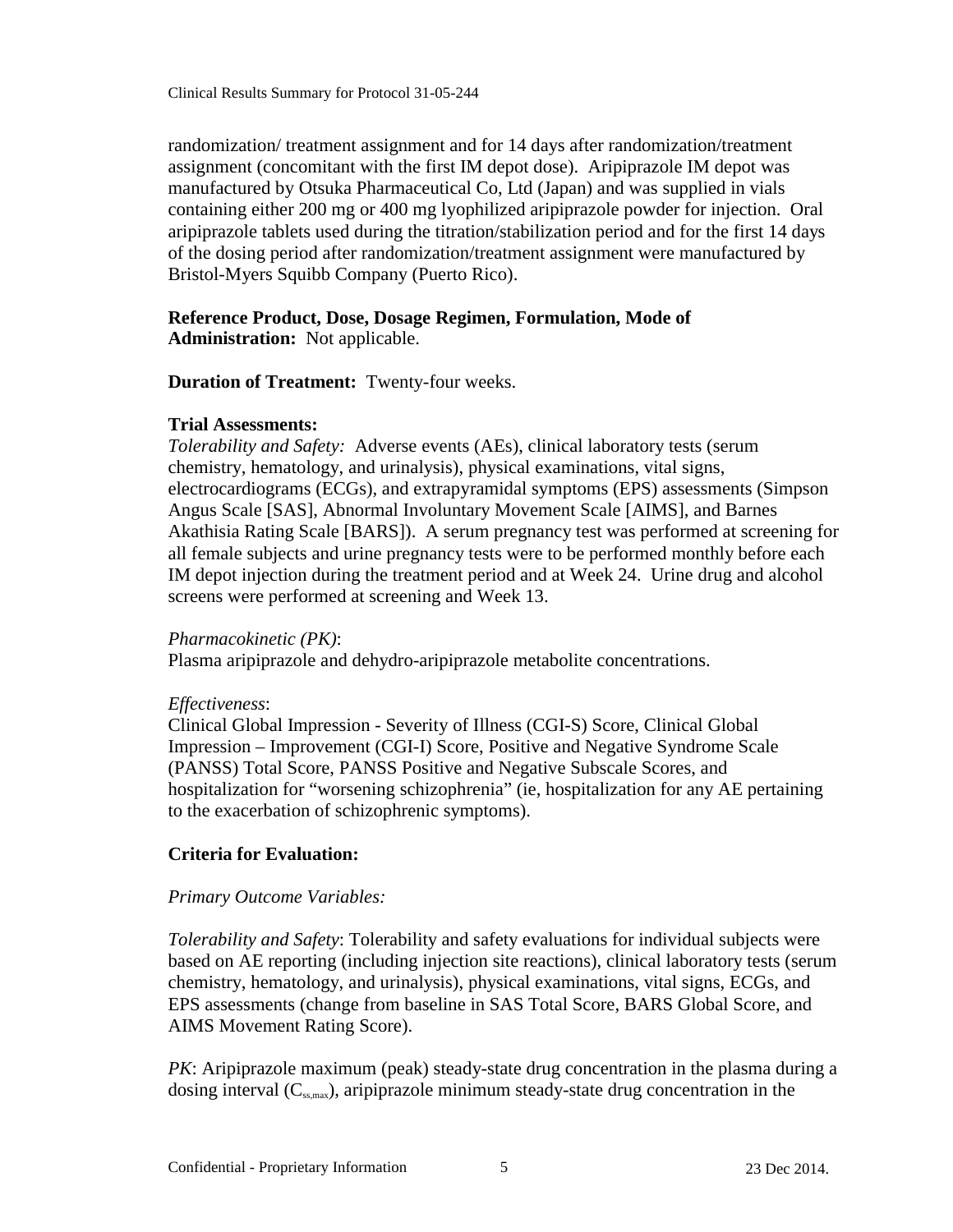randomization/ treatment assignment and for 14 days after randomization/treatment assignment (concomitant with the first IM depot dose). Aripiprazole IM depot was manufactured by Otsuka Pharmaceutical Co, Ltd (Japan) and was supplied in vials containing either 200 mg or 400 mg lyophilized aripiprazole powder for injection. Oral aripiprazole tablets used during the titration/stabilization period and for the first 14 days of the dosing period after randomization/treatment assignment were manufactured by Bristol-Myers Squibb Company (Puerto Rico).

**Reference Product, Dose, Dosage Regimen, Formulation, Mode of Administration:** Not applicable.

**Duration of Treatment:** Twenty-four weeks.

**Trial Assessments:**

*Tolerability and Safety:* Adverse events (AEs), clinical laboratory tests (serum chemistry, hematology, and urinalysis), physical examinations, vital signs, electrocardiograms (ECGs), and extrapyramidal symptoms (EPS) assessments (Simpson Angus Scale [SAS], Abnormal Involuntary Movement Scale [AIMS], and Barnes Akathisia Rating Scale [BARS]). A serum pregnancy test was performed at screening for all female subjects and urine pregnancy tests were to be performed monthly before each IM depot injection during the treatment period and at Week 24. Urine drug and alcohol screens were performed at screening and Week 13.

*Pharmacokinetic (PK)*:

Plasma aripiprazole and dehydro-aripiprazole metabolite concentrations.

*Effectiveness*:

Clinical Global Impression - Severity of Illness (CGI-S) Score, Clinical Global Impression – Improvement (CGI-I) Score, Positive and Negative Syndrome Scale (PANSS) Total Score, PANSS Positive and Negative Subscale Scores, and hospitalization for "worsening schizophrenia" (ie, hospitalization for any AE pertaining to the exacerbation of schizophrenic symptoms).

**Criteria for Evaluation:**

*Primary Outcome Variables:*

*Tolerability and Safety*: Tolerability and safety evaluations for individual subjects were based on AE reporting (including injection site reactions), clinical laboratory tests (serum chemistry, hematology, and urinalysis), physical examinations, vital signs, ECGs, and EPS assessments (change from baseline in SAS Total Score, BARS Global Score, and AIMS Movement Rating Score).

*PK*: Aripiprazole maximum (peak) steady-state drug concentration in the plasma during a dosing interval ($C_{ss,max}$), aripiprazole minimum steady-state drug concentration in the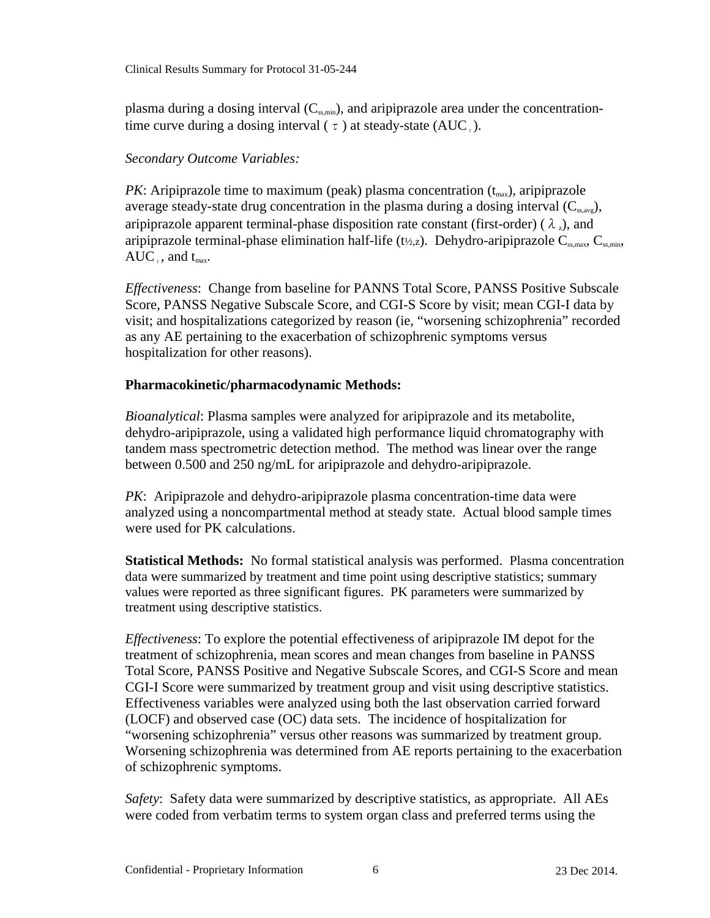plasma during a dosing interval ($C_{ss,min}$), and aripiprazole area under the concentration-time curve during a dosing interval ( $\tau$ ) at steady-state ($AUC_{\tau}$).

*Secondary Outcome Variables:*

*PK*: Aripiprazole time to maximum (peak) plasma concentration ($t_{max}$), aripiprazole average steady-state drug concentration in the plasma during a dosing interval ($C_{ss,avg}$), aripiprazole apparent terminal-phase disposition rate constant (first-order) ( $\lambda_z$), and aripiprazole terminal-phase elimination half-life ($t_{½,z}$). Dehydro-aripiprazole $C_{ss,max}$, $C_{ss,min}$, $AUC_{\tau}$, and $t_{max}$.

*Effectiveness*: Change from baseline for PANNS Total Score, PANSS Positive Subscale Score, PANSS Negative Subscale Score, and CGI-S Score by visit; mean CGI-I data by visit; and hospitalizations categorized by reason (ie, "worsening schizophrenia" recorded as any AE pertaining to the exacerbation of schizophrenic symptoms versus hospitalization for other reasons).

**Pharmacokinetic/pharmacodynamic Methods:**

*Bioanalytical*: Plasma samples were analyzed for aripiprazole and its metabolite, dehydro-aripiprazole, using a validated high performance liquid chromatography with tandem mass spectrometric detection method. The method was linear over the range between 0.500 and 250 ng/mL for aripiprazole and dehydro-aripiprazole.

*PK*: Aripiprazole and dehydro-aripiprazole plasma concentration-time data were analyzed using a noncompartmental method at steady state. Actual blood sample times were used for PK calculations.

**Statistical Methods:** No formal statistical analysis was performed. Plasma concentration data were summarized by treatment and time point using descriptive statistics; summary values were reported as three significant figures. PK parameters were summarized by treatment using descriptive statistics.

*Effectiveness*: To explore the potential effectiveness of aripiprazole IM depot for the treatment of schizophrenia, mean scores and mean changes from baseline in PANSS Total Score, PANSS Positive and Negative Subscale Scores, and CGI-S Score and mean CGI-I Score were summarized by treatment group and visit using descriptive statistics. Effectiveness variables were analyzed using both the last observation carried forward (LOCF) and observed case (OC) data sets. The incidence of hospitalization for "worsening schizophrenia" versus other reasons was summarized by treatment group. Worsening schizophrenia was determined from AE reports pertaining to the exacerbation of schizophrenic symptoms.

*Safety*: Safety data were summarized by descriptive statistics, as appropriate. All AEs were coded from verbatim terms to system organ class and preferred terms using the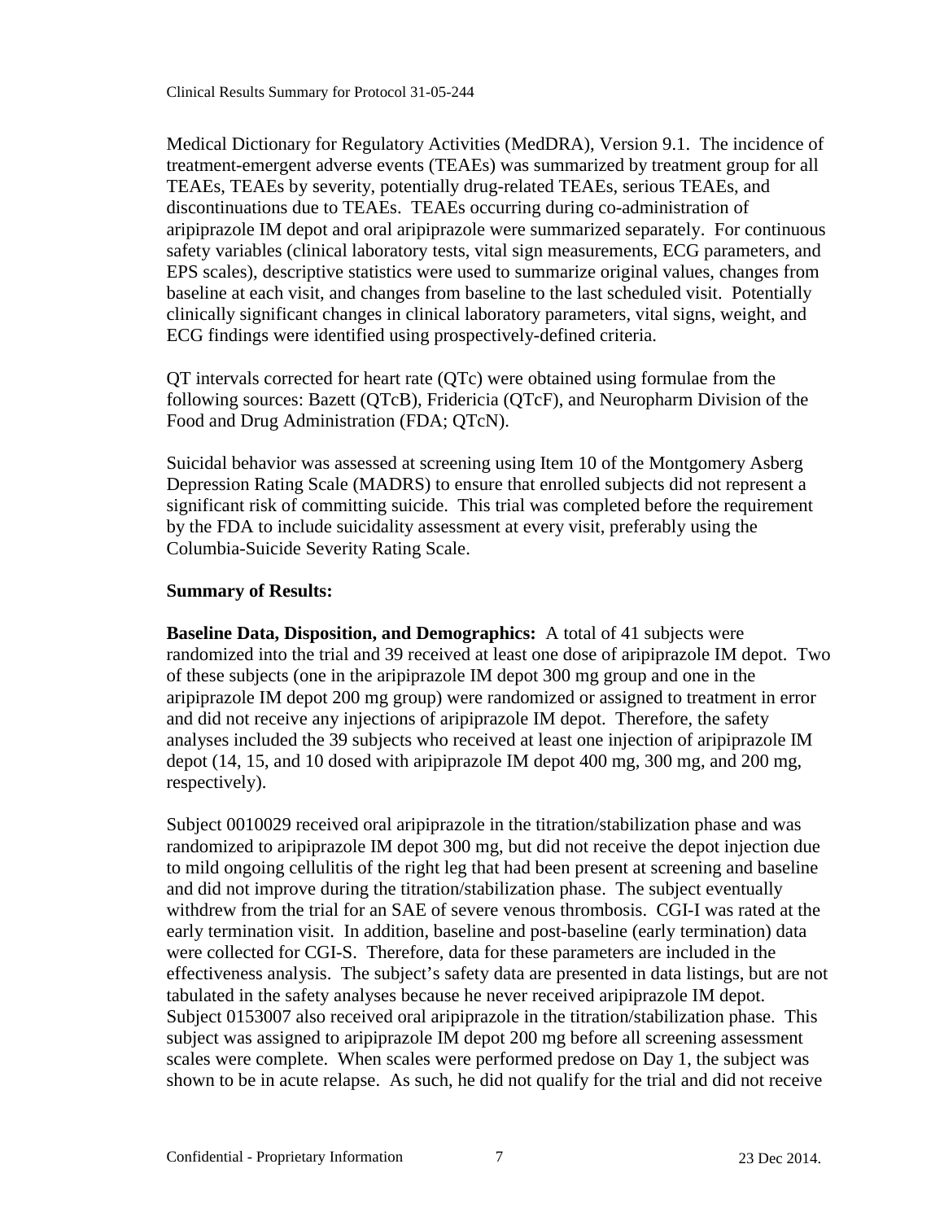Medical Dictionary for Regulatory Activities (MedDRA), Version 9.1. The incidence of treatment-emergent adverse events (TEAEs) was summarized by treatment group for all TEAEs, TEAEs by severity, potentially drug-related TEAEs, serious TEAEs, and discontinuations due to TEAEs. TEAEs occurring during co-administration of aripiprazole IM depot and oral aripiprazole were summarized separately. For continuous safety variables (clinical laboratory tests, vital sign measurements, ECG parameters, and EPS scales), descriptive statistics were used to summarize original values, changes from baseline at each visit, and changes from baseline to the last scheduled visit. Potentially clinically significant changes in clinical laboratory parameters, vital signs, weight, and ECG findings were identified using prospectively-defined criteria.

QT intervals corrected for heart rate (QTc) were obtained using formulae from the following sources: Bazett (QTcB), Fridericia (QTcF), and Neuropharm Division of the Food and Drug Administration (FDA; QTcN).

Suicidal behavior was assessed at screening using Item 10 of the Montgomery Asberg Depression Rating Scale (MADRS) to ensure that enrolled subjects did not represent a significant risk of committing suicide. This trial was completed before the requirement by the FDA to include suicidality assessment at every visit, preferably using the Columbia-Suicide Severity Rating Scale.

**Summary of Results:**

**Baseline Data, Disposition, and Demographics:** A total of 41 subjects were randomized into the trial and 39 received at least one dose of aripiprazole IM depot. Two of these subjects (one in the aripiprazole IM depot 300 mg group and one in the aripiprazole IM depot 200 mg group) were randomized or assigned to treatment in error and did not receive any injections of aripiprazole IM depot. Therefore, the safety analyses included the 39 subjects who received at least one injection of aripiprazole IM depot (14, 15, and 10 dosed with aripiprazole IM depot 400 mg, 300 mg, and 200 mg, respectively).

Subject 0010029 received oral aripiprazole in the titration/stabilization phase and was randomized to aripiprazole IM depot 300 mg, but did not receive the depot injection due to mild ongoing cellulitis of the right leg that had been present at screening and baseline and did not improve during the titration/stabilization phase. The subject eventually withdrew from the trial for an SAE of severe venous thrombosis. CGI-I was rated at the early termination visit. In addition, baseline and post-baseline (early termination) data were collected for CGI-S. Therefore, data for these parameters are included in the effectiveness analysis. The subject's safety data are presented in data listings, but are not tabulated in the safety analyses because he never received aripiprazole IM depot. Subject 0153007 also received oral aripiprazole in the titration/stabilization phase. This subject was assigned to aripiprazole IM depot 200 mg before all screening assessment scales were complete. When scales were performed predose on Day 1, the subject was shown to be in acute relapse. As such, he did not qualify for the trial and did not receive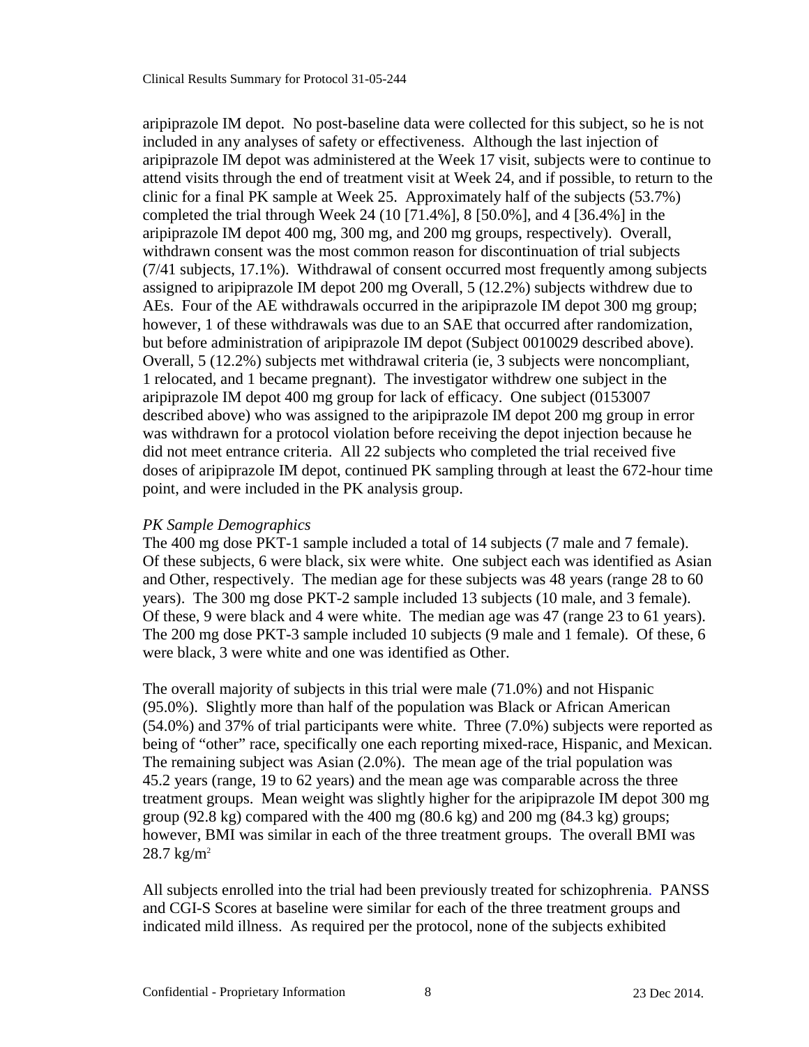aripiprazole IM depot. No post-baseline data were collected for this subject, so he is not included in any analyses of safety or effectiveness. Although the last injection of aripiprazole IM depot was administered at the Week 17 visit, subjects were to continue to attend visits through the end of treatment visit at Week 24, and if possible, to return to the clinic for a final PK sample at Week 25. Approximately half of the subjects (53.7%) completed the trial through Week 24 (10 [71.4%], 8 [50.0%], and 4 [36.4%] in the aripiprazole IM depot 400 mg, 300 mg, and 200 mg groups, respectively). Overall, withdrawn consent was the most common reason for discontinuation of trial subjects (7/41 subjects, 17.1%). Withdrawal of consent occurred most frequently among subjects assigned to aripiprazole IM depot 200 mg Overall, 5 (12.2%) subjects withdrew due to AEs. Four of the AE withdrawals occurred in the aripiprazole IM depot 300 mg group; however, 1 of these withdrawals was due to an SAE that occurred after randomization, but before administration of aripiprazole IM depot (Subject 0010029 described above). Overall, 5 (12.2%) subjects met withdrawal criteria (ie, 3 subjects were noncompliant, 1 relocated, and 1 became pregnant). The investigator withdrew one subject in the aripiprazole IM depot 400 mg group for lack of efficacy. One subject (0153007 described above) who was assigned to the aripiprazole IM depot 200 mg group in error was withdrawn for a protocol violation before receiving the depot injection because he did not meet entrance criteria. All 22 subjects who completed the trial received five doses of aripiprazole IM depot, continued PK sampling through at least the 672-hour time point, and were included in the PK analysis group.

*PK Sample Demographics*

The 400 mg dose PKT-1 sample included a total of 14 subjects (7 male and 7 female). Of these subjects, 6 were black, six were white. One subject each was identified as Asian and Other, respectively. The median age for these subjects was 48 years (range 28 to 60 years). The 300 mg dose PKT-2 sample included 13 subjects (10 male, and 3 female). Of these, 9 were black and 4 were white. The median age was 47 (range 23 to 61 years). The 200 mg dose PKT-3 sample included 10 subjects (9 male and 1 female). Of these, 6 were black, 3 were white and one was identified as Other.

The overall majority of subjects in this trial were male (71.0%) and not Hispanic (95.0%). Slightly more than half of the population was Black or African American (54.0%) and 37% of trial participants were white. Three (7.0%) subjects were reported as being of "other" race, specifically one each reporting mixed-race, Hispanic, and Mexican. The remaining subject was Asian (2.0%). The mean age of the trial population was 45.2 years (range, 19 to 62 years) and the mean age was comparable across the three treatment groups. Mean weight was slightly higher for the aripiprazole IM depot 300 mg group (92.8 kg) compared with the 400 mg (80.6 kg) and 200 mg (84.3 kg) groups; however, BMI was similar in each of the three treatment groups. The overall BMI was 28.7 kg/$m^2$

All subjects enrolled into the trial had been previously treated for schizophrenia. PANSS and CGI-S Scores at baseline were similar for each of the three treatment groups and indicated mild illness. As required per the protocol, none of the subjects exhibited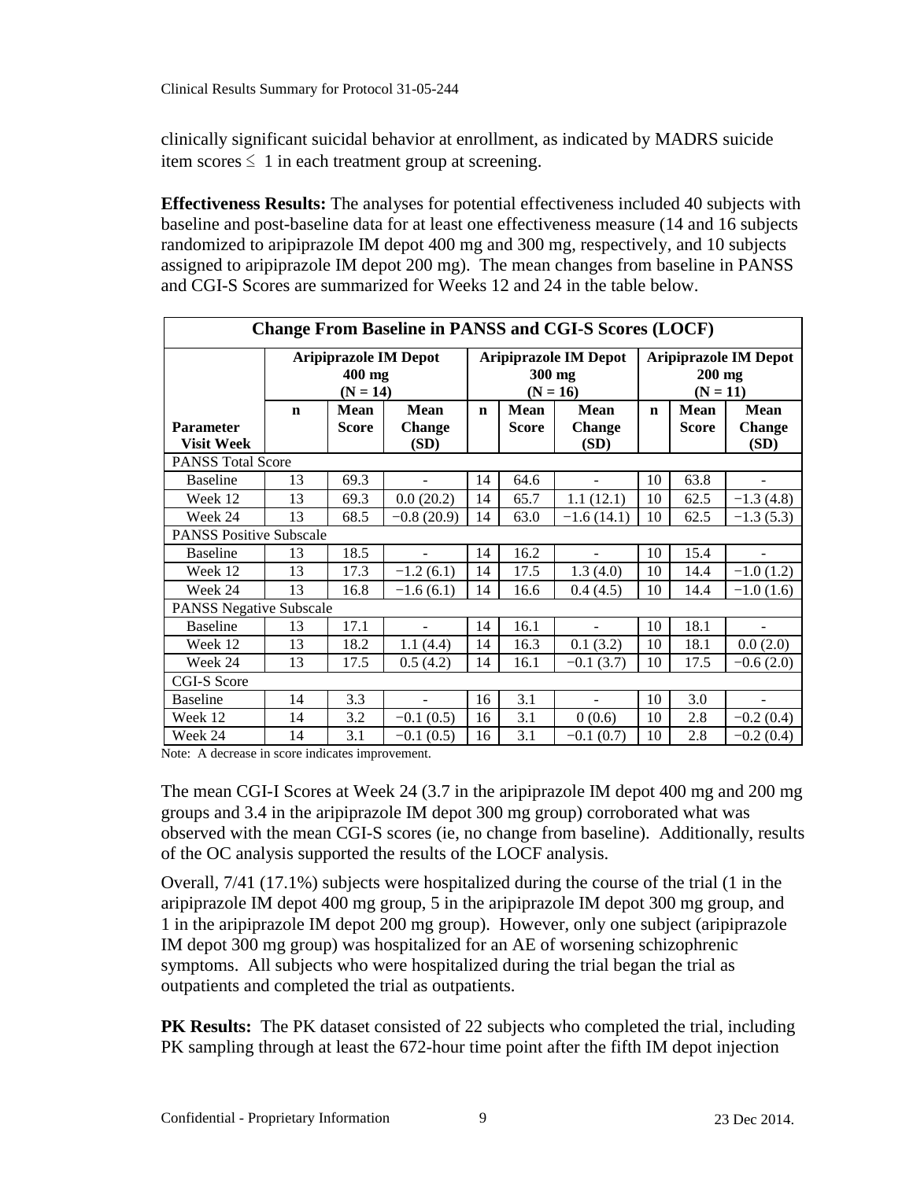clinically significant suicidal behavior at enrollment, as indicated by MADRS suicide item scores ≤ 1 in each treatment group at screening.

**Effectiveness Results:** The analyses for potential effectiveness included 40 subjects with baseline and post-baseline data for at least one effectiveness measure (14 and 16 subjects randomized to aripiprazole IM depot 400 mg and 300 mg, respectively, and 10 subjects assigned to aripiprazole IM depot 200 mg). The mean changes from baseline in PANSS and CGI-S Scores are summarized for Weeks 12 and 24 in the table below.

| **Change From Baseline in PANSS and CGI-S Scores (LOCF)** | | | | | | | | | |
|---|---|---|---|---|---|---|---|---|---|
| | **Aripiprazole IM Depot 400 mg (N = 14)** | | | **Aripiprazole IM Depot 300 mg (N = 16)** | | | **Aripiprazole IM Depot 200 mg (N = 11)** | | |
| **Parameter Visit Week** | **n** | **Mean Score** | **Mean Change (SD)** | **n** | **Mean Score** | **Mean Change (SD)** | **n** | **Mean Score** | **Mean Change (SD)** |
| PANSS Total Score | | | | | | | | | |
| Baseline | 13 | 69.3 | - | 14 | 64.6 | - | 10 | 63.8 | - |
| Week 12 | 13 | 69.3 | 0.0 (20.2) | 14 | 65.7 | 1.1 (12.1) | 10 | 62.5 | −1.3 (4.8) |
| Week 24 | 13 | 68.5 | −0.8 (20.9) | 14 | 63.0 | −1.6 (14.1) | 10 | 62.5 | −1.3 (5.3) |
| PANSS Positive Subscale | | | | | | | | | |
| Baseline | 13 | 18.5 | - | 14 | 16.2 | - | 10 | 15.4 | - |
| Week 12 | 13 | 17.3 | −1.2 (6.1) | 14 | 17.5 | 1.3 (4.0) | 10 | 14.4 | −1.0 (1.2) |
| Week 24 | 13 | 16.8 | −1.6 (6.1) | 14 | 16.6 | 0.4 (4.5) | 10 | 14.4 | −1.0 (1.6) |
| PANSS Negative Subscale | | | | | | | | | |
| Baseline | 13 | 17.1 | - | 14 | 16.1 | - | 10 | 18.1 | - |
| Week 12 | 13 | 18.2 | 1.1 (4.4) | 14 | 16.3 | 0.1 (3.2) | 10 | 18.1 | 0.0 (2.0) |
| Week 24 | 13 | 17.5 | 0.5 (4.2) | 14 | 16.1 | −0.1 (3.7) | 10 | 17.5 | −0.6 (2.0) |
| CGI-S Score | | | | | | | | | |
| Baseline | 14 | 3.3 | - | 16 | 3.1 | - | 10 | 3.0 | - |
| Week 12 | 14 | 3.2 | −0.1 (0.5) | 16 | 3.1 | 0 (0.6) | 10 | 2.8 | −0.2 (0.4) |
| Week 24 | 14 | 3.1 | −0.1 (0.5) | 16 | 3.1 | −0.1 (0.7) | 10 | 2.8 | −0.2 (0.4) |

Note: A decrease in score indicates improvement.

The mean CGI-I Scores at Week 24 (3.7 in the aripiprazole IM depot 400 mg and 200 mg groups and 3.4 in the aripiprazole IM depot 300 mg group) corroborated what was observed with the mean CGI-S scores (ie, no change from baseline). Additionally, results of the OC analysis supported the results of the LOCF analysis.

Overall, 7/41 (17.1%) subjects were hospitalized during the course of the trial (1 in the aripiprazole IM depot 400 mg group, 5 in the aripiprazole IM depot 300 mg group, and 1 in the aripiprazole IM depot 200 mg group). However, only one subject (aripiprazole IM depot 300 mg group) was hospitalized for an AE of worsening schizophrenic symptoms. All subjects who were hospitalized during the trial began the trial as outpatients and completed the trial as outpatients.

**PK Results:** The PK dataset consisted of 22 subjects who completed the trial, including PK sampling through at least the 672-hour time point after the fifth IM depot injection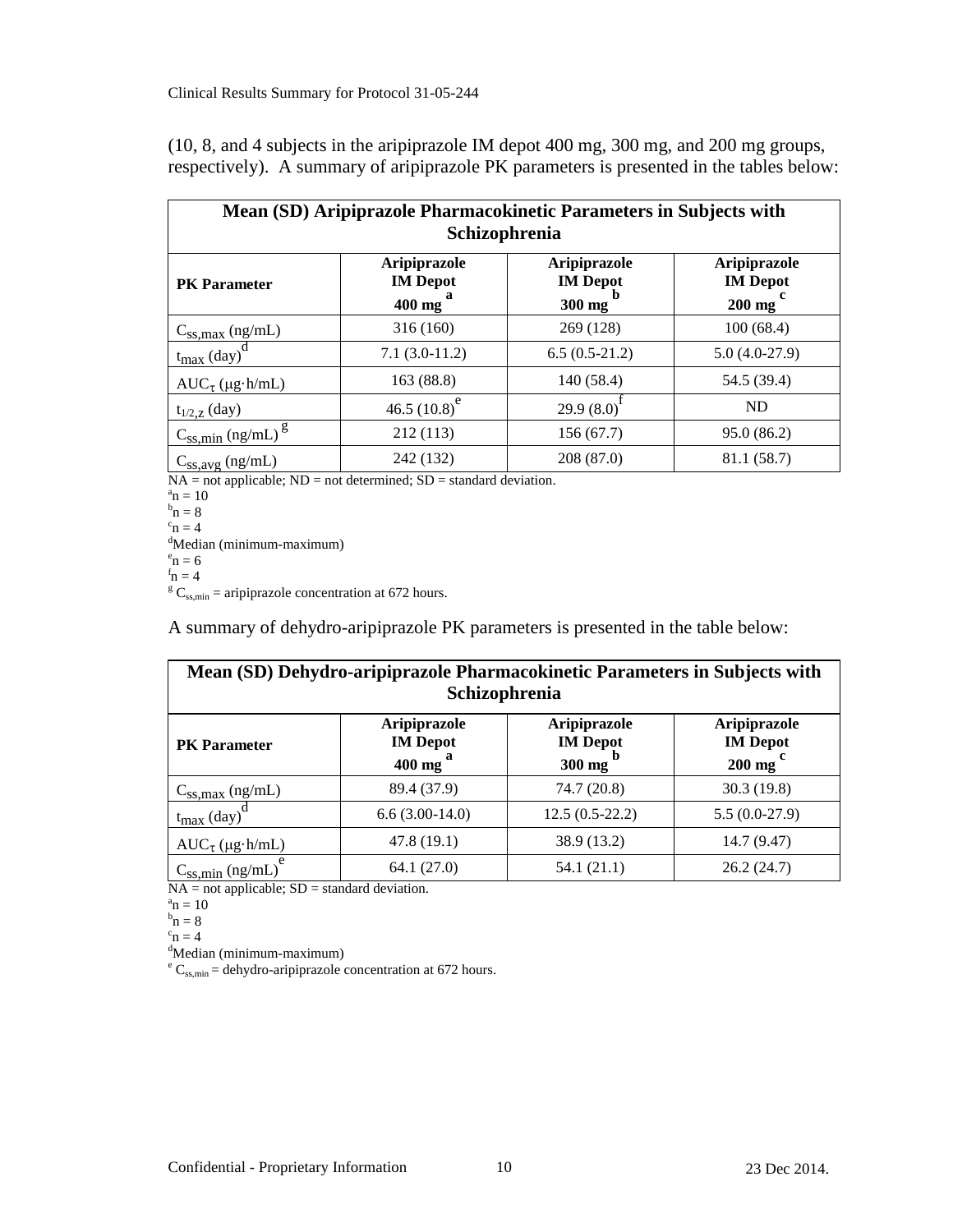(10, 8, and 4 subjects in the aripiprazole IM depot 400 mg, 300 mg, and 200 mg groups, respectively). A summary of aripiprazole PK parameters is presented in the tables below:

| Mean (SD) Aripiprazole Pharmacokinetic Parameters in Subjects with Schizophrenia | | | |
|---|---|---|---|
| **PK Parameter** | **Aripiprazole IM Depot 400 mg** [a] | **Aripiprazole IM Depot 300 mg** [b] | **Aripiprazole IM Depot 200 mg** [c] |
| $C_{ss,max}$ (ng/mL) | 316 (160) | 269 (128) | 100 (68.4) |
| $t_{max}$ (day)[d] | 7.1 (3.0-11.2) | 6.5 (0.5-21.2) | 5.0 (4.0-27.9) |
| $AUC_{\tau}$ (μg·h/mL) | 163 (88.8) | 140 (58.4) | 54.5 (39.4) |
| $t_{1/2,z}$ (day) | 46.5 (10.8)[e] | 29.9 (8.0)[f] | ND |
| $C_{ss,min}$ (ng/mL)[g] | 212 (113) | 156 (67.7) | 95.0 (86.2) |
| $C_{ss,avg}$ (ng/mL) | 242 (132) | 208 (87.0) | 81.1 (58.7) |

NA = not applicable; ND = not determined; SD = standard deviation.
[a]n = 10
[b]n = 8
[c]n = 4
[d]Median (minimum-maximum)
[e]n = 6
[f]n = 4
[g] $C_{ss,min}$ = aripiprazole concentration at 672 hours.

A summary of dehydro-aripiprazole PK parameters is presented in the table below:

| Mean (SD) Dehydro-aripiprazole Pharmacokinetic Parameters in Subjects with Schizophrenia | | | |
|---|---|---|---|
| **PK Parameter** | **Aripiprazole IM Depot 400 mg** [a] | **Aripiprazole IM Depot 300 mg** [b] | **Aripiprazole IM Depot 200 mg** [c] |
| $C_{ss,max}$ (ng/mL) | 89.4 (37.9) | 74.7 (20.8) | 30.3 (19.8) |
| $t_{max}$ (day)[d] | 6.6 (3.00-14.0) | 12.5 (0.5-22.2) | 5.5 (0.0-27.9) |
| $AUC_{\tau}$ (μg·h/mL) | 47.8 (19.1) | 38.9 (13.2) | 14.7 (9.47) |
| $C_{ss,min}$ (ng/mL)[e] | 64.1 (27.0) | 54.1 (21.1) | 26.2 (24.7) |

NA = not applicable; SD = standard deviation.
[a]n = 10
[b]n = 8
[c]n = 4
[d]Median (minimum-maximum)
[e] $C_{ss,min}$ = dehydro-aripiprazole concentration at 672 hours.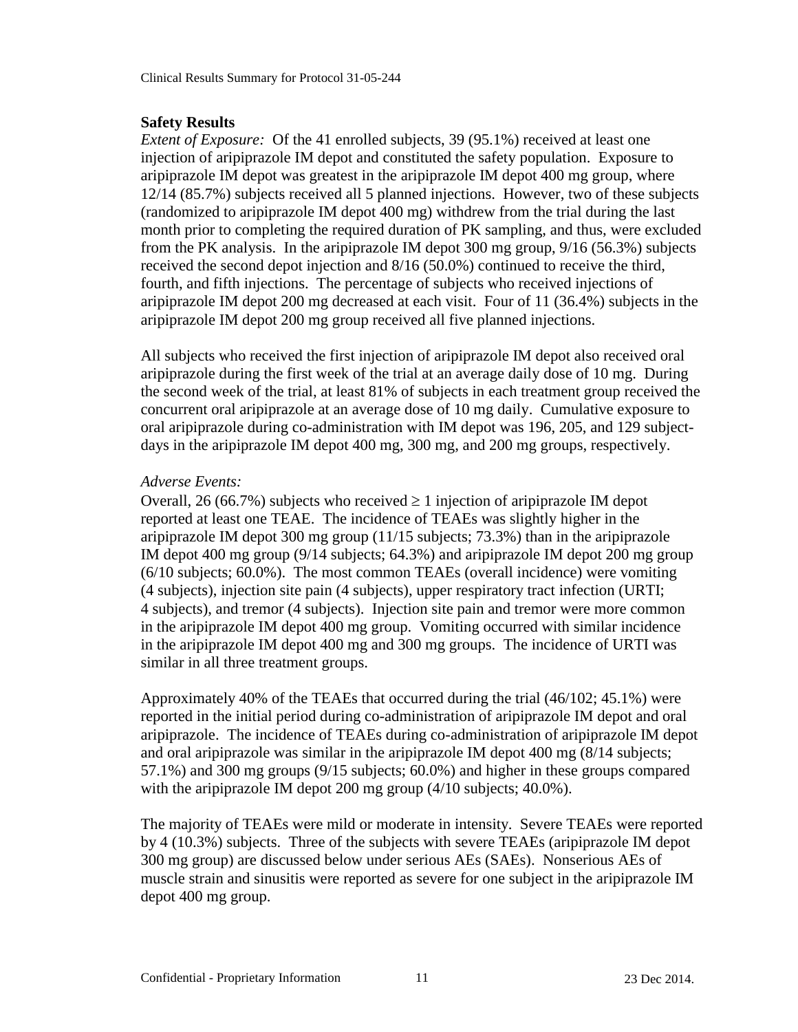**Safety Results**

*Extent of Exposure:* Of the 41 enrolled subjects, 39 (95.1%) received at least one injection of aripiprazole IM depot and constituted the safety population. Exposure to aripiprazole IM depot was greatest in the aripiprazole IM depot 400 mg group, where 12/14 (85.7%) subjects received all 5 planned injections. However, two of these subjects (randomized to aripiprazole IM depot 400 mg) withdrew from the trial during the last month prior to completing the required duration of PK sampling, and thus, were excluded from the PK analysis. In the aripiprazole IM depot 300 mg group, 9/16 (56.3%) subjects received the second depot injection and 8/16 (50.0%) continued to receive the third, fourth, and fifth injections. The percentage of subjects who received injections of aripiprazole IM depot 200 mg decreased at each visit. Four of 11 (36.4%) subjects in the aripiprazole IM depot 200 mg group received all five planned injections.

All subjects who received the first injection of aripiprazole IM depot also received oral aripiprazole during the first week of the trial at an average daily dose of 10 mg. During the second week of the trial, at least 81% of subjects in each treatment group received the concurrent oral aripiprazole at an average dose of 10 mg daily. Cumulative exposure to oral aripiprazole during co-administration with IM depot was 196, 205, and 129 subject-days in the aripiprazole IM depot 400 mg, 300 mg, and 200 mg groups, respectively.

*Adverse Events:*

Overall, 26 (66.7%) subjects who received $\geq$ 1 injection of aripiprazole IM depot reported at least one TEAE. The incidence of TEAEs was slightly higher in the aripiprazole IM depot 300 mg group (11/15 subjects; 73.3%) than in the aripiprazole IM depot 400 mg group (9/14 subjects; 64.3%) and aripiprazole IM depot 200 mg group (6/10 subjects; 60.0%). The most common TEAEs (overall incidence) were vomiting (4 subjects), injection site pain (4 subjects), upper respiratory tract infection (URTI; 4 subjects), and tremor (4 subjects). Injection site pain and tremor were more common in the aripiprazole IM depot 400 mg group. Vomiting occurred with similar incidence in the aripiprazole IM depot 400 mg and 300 mg groups. The incidence of URTI was similar in all three treatment groups.

Approximately 40% of the TEAEs that occurred during the trial (46/102; 45.1%) were reported in the initial period during co-administration of aripiprazole IM depot and oral aripiprazole. The incidence of TEAEs during co-administration of aripiprazole IM depot and oral aripiprazole was similar in the aripiprazole IM depot 400 mg (8/14 subjects; 57.1%) and 300 mg groups (9/15 subjects; 60.0%) and higher in these groups compared with the aripiprazole IM depot 200 mg group (4/10 subjects; 40.0%).

The majority of TEAEs were mild or moderate in intensity. Severe TEAEs were reported by 4 (10.3%) subjects. Three of the subjects with severe TEAEs (aripiprazole IM depot 300 mg group) are discussed below under serious AEs (SAEs). Nonserious AEs of muscle strain and sinusitis were reported as severe for one subject in the aripiprazole IM depot 400 mg group.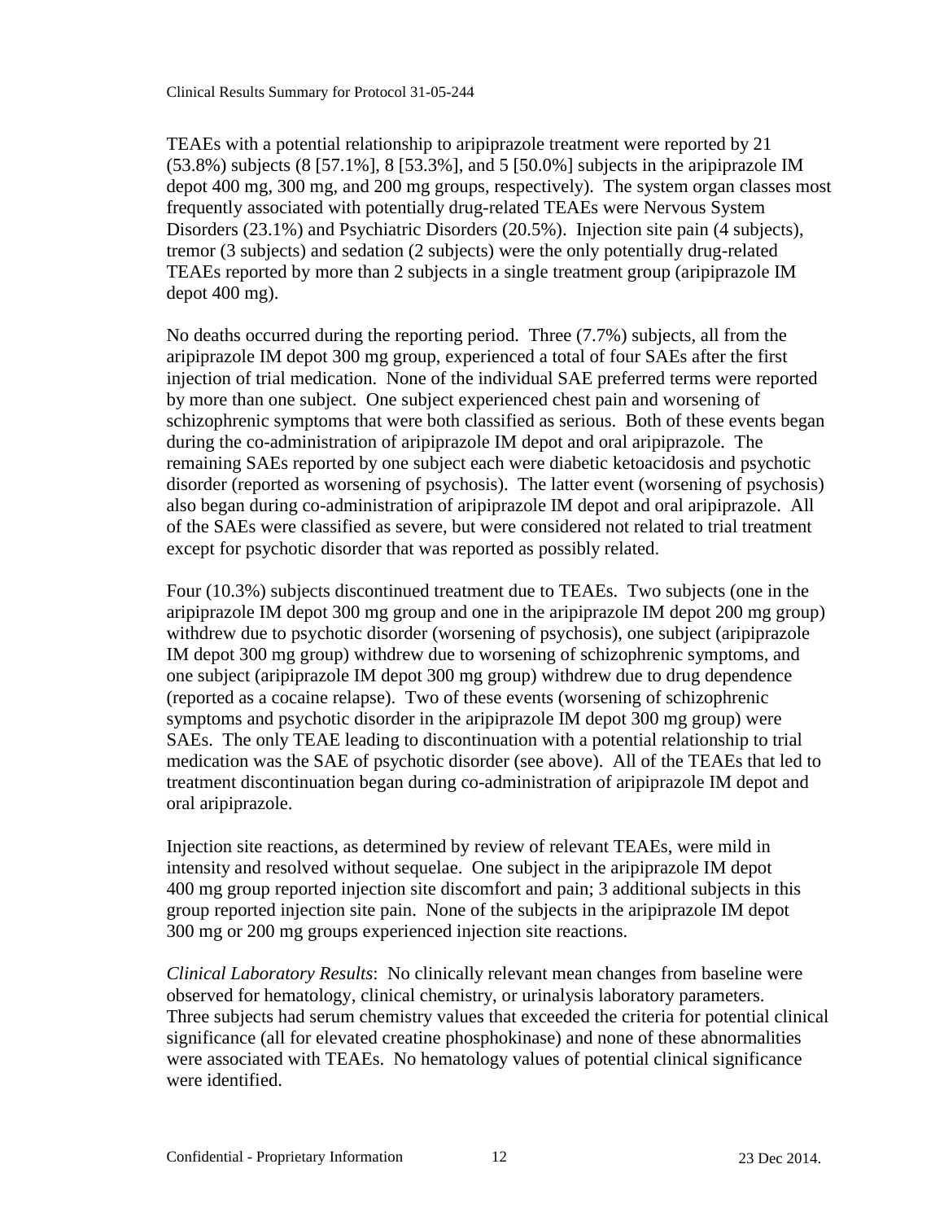TEAEs with a potential relationship to aripiprazole treatment were reported by 21 (53.8%) subjects (8 [57.1%], 8 [53.3%], and 5 [50.0%] subjects in the aripiprazole IM depot 400 mg, 300 mg, and 200 mg groups, respectively). The system organ classes most frequently associated with potentially drug-related TEAEs were Nervous System Disorders (23.1%) and Psychiatric Disorders (20.5%). Injection site pain (4 subjects), tremor (3 subjects) and sedation (2 subjects) were the only potentially drug-related TEAEs reported by more than 2 subjects in a single treatment group (aripiprazole IM depot 400 mg).

No deaths occurred during the reporting period. Three (7.7%) subjects, all from the aripiprazole IM depot 300 mg group, experienced a total of four SAEs after the first injection of trial medication. None of the individual SAE preferred terms were reported by more than one subject. One subject experienced chest pain and worsening of schizophrenic symptoms that were both classified as serious. Both of these events began during the co-administration of aripiprazole IM depot and oral aripiprazole. The remaining SAEs reported by one subject each were diabetic ketoacidosis and psychotic disorder (reported as worsening of psychosis). The latter event (worsening of psychosis) also began during co-administration of aripiprazole IM depot and oral aripiprazole. All of the SAEs were classified as severe, but were considered not related to trial treatment except for psychotic disorder that was reported as possibly related.

Four (10.3%) subjects discontinued treatment due to TEAEs. Two subjects (one in the aripiprazole IM depot 300 mg group and one in the aripiprazole IM depot 200 mg group) withdrew due to psychotic disorder (worsening of psychosis), one subject (aripiprazole IM depot 300 mg group) withdrew due to worsening of schizophrenic symptoms, and one subject (aripiprazole IM depot 300 mg group) withdrew due to drug dependence (reported as a cocaine relapse). Two of these events (worsening of schizophrenic symptoms and psychotic disorder in the aripiprazole IM depot 300 mg group) were SAEs. The only TEAE leading to discontinuation with a potential relationship to trial medication was the SAE of psychotic disorder (see above). All of the TEAEs that led to treatment discontinuation began during co-administration of aripiprazole IM depot and oral aripiprazole.

Injection site reactions, as determined by review of relevant TEAEs, were mild in intensity and resolved without sequelae. One subject in the aripiprazole IM depot 400 mg group reported injection site discomfort and pain; 3 additional subjects in this group reported injection site pain. None of the subjects in the aripiprazole IM depot 300 mg or 200 mg groups experienced injection site reactions.

*Clinical Laboratory Results*: No clinically relevant mean changes from baseline were observed for hematology, clinical chemistry, or urinalysis laboratory parameters. Three subjects had serum chemistry values that exceeded the criteria for potential clinical significance (all for elevated creatine phosphokinase) and none of these abnormalities were associated with TEAEs. No hematology values of potential clinical significance were identified.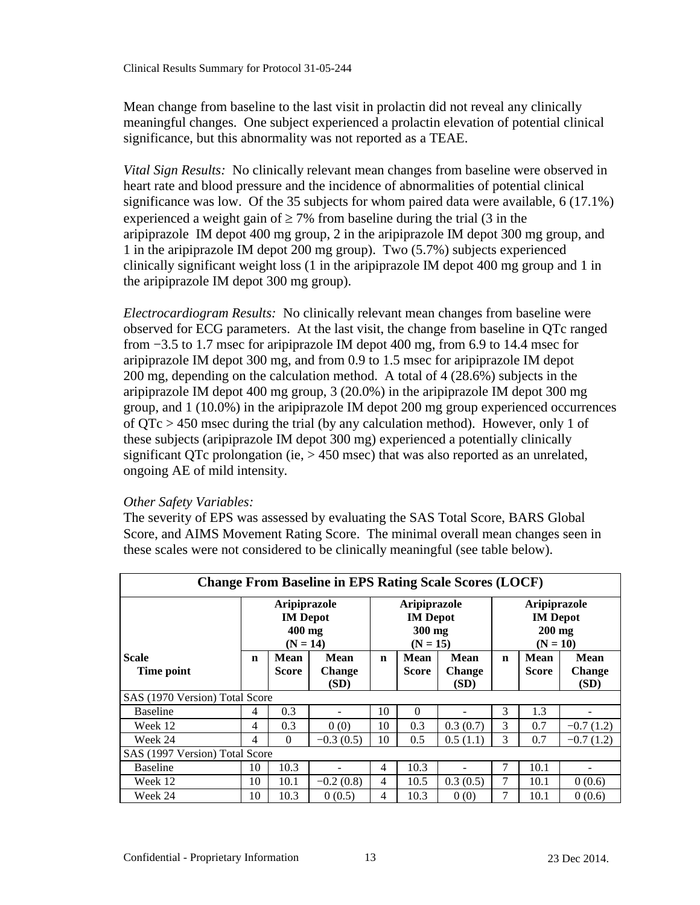Mean change from baseline to the last visit in prolactin did not reveal any clinically meaningful changes. One subject experienced a prolactin elevation of potential clinical significance, but this abnormality was not reported as a TEAE.

*Vital Sign Results:* No clinically relevant mean changes from baseline were observed in heart rate and blood pressure and the incidence of abnormalities of potential clinical significance was low. Of the 35 subjects for whom paired data were available, 6 (17.1%) experienced a weight gain of ≥ 7% from baseline during the trial (3 in the aripiprazole IM depot 400 mg group, 2 in the aripiprazole IM depot 300 mg group, and 1 in the aripiprazole IM depot 200 mg group). Two (5.7%) subjects experienced clinically significant weight loss (1 in the aripiprazole IM depot 400 mg group and 1 in the aripiprazole IM depot 300 mg group).

*Electrocardiogram Results:* No clinically relevant mean changes from baseline were observed for ECG parameters. At the last visit, the change from baseline in QTc ranged from −3.5 to 1.7 msec for aripiprazole IM depot 400 mg, from 6.9 to 14.4 msec for aripiprazole IM depot 300 mg, and from 0.9 to 1.5 msec for aripiprazole IM depot 200 mg, depending on the calculation method. A total of 4 (28.6%) subjects in the aripiprazole IM depot 400 mg group, 3 (20.0%) in the aripiprazole IM depot 300 mg group, and 1 (10.0%) in the aripiprazole IM depot 200 mg group experienced occurrences of QTc > 450 msec during the trial (by any calculation method). However, only 1 of these subjects (aripiprazole IM depot 300 mg) experienced a potentially clinically significant QTc prolongation (ie, > 450 msec) that was also reported as an unrelated, ongoing AE of mild intensity.

*Other Safety Variables:*

The severity of EPS was assessed by evaluating the SAS Total Score, BARS Global Score, and AIMS Movement Rating Score. The minimal overall mean changes seen in these scales were not considered to be clinically meaningful (see table below).

**Change From Baseline in EPS Rating Scale Scores (LOCF)**

| | Aripiprazole IM Depot 400 mg (N = 14) | | | Aripiprazole IM Depot 300 mg (N = 15) | | | Aripiprazole IM Depot 200 mg (N = 10) | | |
|---|---|---|---|---|---|---|---|---|---|
| **Scale** Time point | **n** | **Mean Score** | **Mean Change (SD)** | **n** | **Mean Score** | **Mean Change (SD)** | **n** | **Mean Score** | **Mean Change (SD)** |
| SAS (1970 Version) Total Score | | | | | | | | | |
| Baseline | 4 | 0.3 | - | 10 | 0 | - | 3 | 1.3 | - |
| Week 12 | 4 | 0.3 | 0 (0) | 10 | 0.3 | 0.3 (0.7) | 3 | 0.7 | −0.7 (1.2) |
| Week 24 | 4 | 0 | −0.3 (0.5) | 10 | 0.5 | 0.5 (1.1) | 3 | 0.7 | −0.7 (1.2) |
| SAS (1997 Version) Total Score | | | | | | | | | |
| Baseline | 10 | 10.3 | - | 4 | 10.3 | - | 7 | 10.1 | - |
| Week 12 | 10 | 10.1 | −0.2 (0.8) | 4 | 10.5 | 0.3 (0.5) | 7 | 10.1 | 0 (0.6) |
| Week 24 | 10 | 10.3 | 0 (0.5) | 4 | 10.3 | 0 (0) | 7 | 10.1 | 0 (0.6) |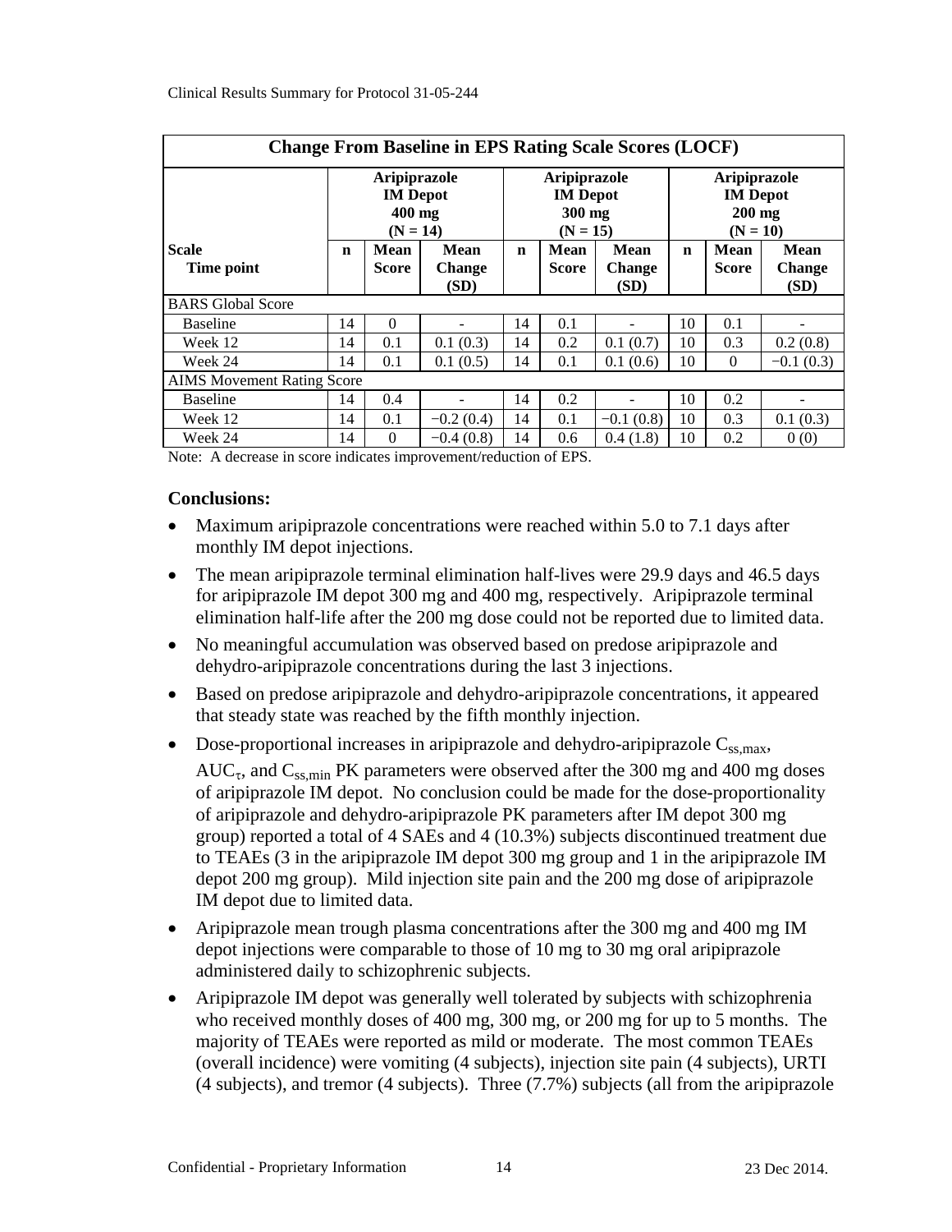| Change From Baseline in EPS Rating Scale Scores (LOCF) | | | | | | | | | |
|---|---|---|---|---|---|---|---|---|---|
| | Aripiprazole IM Depot 400 mg (N = 14) | | | Aripiprazole IM Depot 300 mg (N = 15) | | | Aripiprazole IM Depot 200 mg (N = 10) | | |
| **Scale** Time point | **n** | **Mean Score** | **Mean Change (SD)** | **n** | **Mean Score** | **Mean Change (SD)** | **n** | **Mean Score** | **Mean Change (SD)** |
| BARS Global Score | | | | | | | | | |
| Baseline | 14 | 0 | - | 14 | 0.1 | - | 10 | 0.1 | - |
| Week 12 | 14 | 0.1 | 0.1 (0.3) | 14 | 0.2 | 0.1 (0.7) | 10 | 0.3 | 0.2 (0.8) |
| Week 24 | 14 | 0.1 | 0.1 (0.5) | 14 | 0.1 | 0.1 (0.6) | 10 | 0 | −0.1 (0.3) |
| AIMS Movement Rating Score | | | | | | | | | |
| Baseline | 14 | 0.4 | - | 14 | 0.2 | - | 10 | 0.2 | - |
| Week 12 | 14 | 0.1 | −0.2 (0.4) | 14 | 0.1 | −0.1 (0.8) | 10 | 0.3 | 0.1 (0.3) |
| Week 24 | 14 | 0 | −0.4 (0.8) | 14 | 0.6 | 0.4 (1.8) | 10 | 0.2 | 0 (0) |

Note: A decrease in score indicates improvement/reduction of EPS.

**Conclusions:**

- Maximum aripiprazole concentrations were reached within 5.0 to 7.1 days after monthly IM depot injections.
- The mean aripiprazole terminal elimination half-lives were 29.9 days and 46.5 days for aripiprazole IM depot 300 mg and 400 mg, respectively. Aripiprazole terminal elimination half-life after the 200 mg dose could not be reported due to limited data.
- No meaningful accumulation was observed based on predose aripiprazole and dehydro-aripiprazole concentrations during the last 3 injections.
- Based on predose aripiprazole and dehydro-aripiprazole concentrations, it appeared that steady state was reached by the fifth monthly injection.
- Dose-proportional increases in aripiprazole and dehydro-aripiprazole $C_{ss,max}$, $AUC_{\tau}$, and $C_{ss,min}$ PK parameters were observed after the 300 mg and 400 mg doses of aripiprazole IM depot. No conclusion could be made for the dose-proportionality of aripiprazole and dehydro-aripiprazole PK parameters after IM depot 300 mg group) reported a total of 4 SAEs and 4 (10.3%) subjects discontinued treatment due to TEAEs (3 in the aripiprazole IM depot 300 mg group and 1 in the aripiprazole IM depot 200 mg group). Mild injection site pain and the 200 mg dose of aripiprazole IM depot due to limited data.
- Aripiprazole mean trough plasma concentrations after the 300 mg and 400 mg IM depot injections were comparable to those of 10 mg to 30 mg oral aripiprazole administered daily to schizophrenic subjects.
- Aripiprazole IM depot was generally well tolerated by subjects with schizophrenia who received monthly doses of 400 mg, 300 mg, or 200 mg for up to 5 months. The majority of TEAEs were reported as mild or moderate. The most common TEAEs (overall incidence) were vomiting (4 subjects), injection site pain (4 subjects), URTI (4 subjects), and tremor (4 subjects). Three (7.7%) subjects (all from the aripiprazole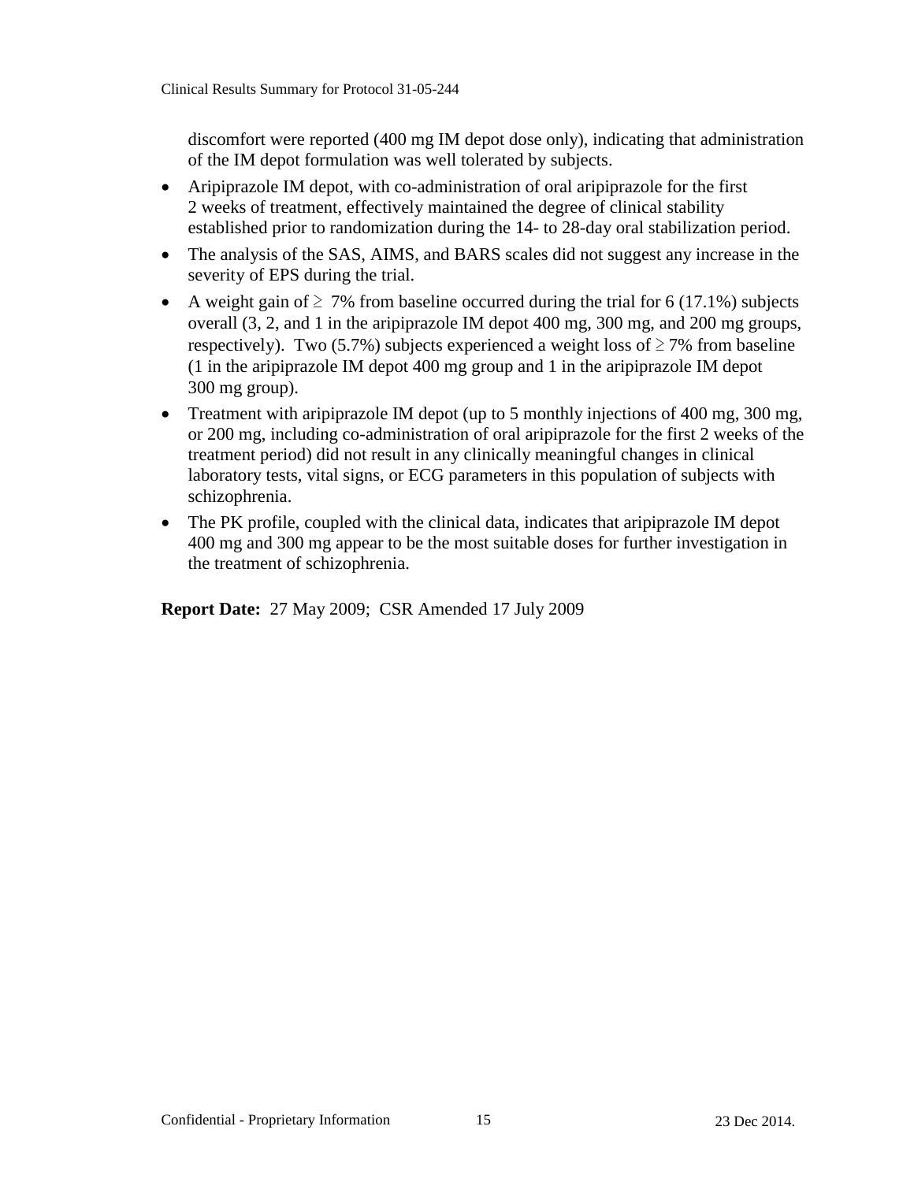discomfort were reported (400 mg IM depot dose only), indicating that administration of the IM depot formulation was well tolerated by subjects.

- Aripiprazole IM depot, with co-administration of oral aripiprazole for the first 2 weeks of treatment, effectively maintained the degree of clinical stability established prior to randomization during the 14- to 28-day oral stabilization period.
- The analysis of the SAS, AIMS, and BARS scales did not suggest any increase in the severity of EPS during the trial.
- A weight gain of ≥ 7% from baseline occurred during the trial for 6 (17.1%) subjects overall (3, 2, and 1 in the aripiprazole IM depot 400 mg, 300 mg, and 200 mg groups, respectively). Two (5.7%) subjects experienced a weight loss of ≥ 7% from baseline (1 in the aripiprazole IM depot 400 mg group and 1 in the aripiprazole IM depot 300 mg group).
- Treatment with aripiprazole IM depot (up to 5 monthly injections of 400 mg, 300 mg, or 200 mg, including co-administration of oral aripiprazole for the first 2 weeks of the treatment period) did not result in any clinically meaningful changes in clinical laboratory tests, vital signs, or ECG parameters in this population of subjects with schizophrenia.
- The PK profile, coupled with the clinical data, indicates that aripiprazole IM depot 400 mg and 300 mg appear to be the most suitable doses for further investigation in the treatment of schizophrenia.

**Report Date:** 27 May 2009; CSR Amended 17 July 2009